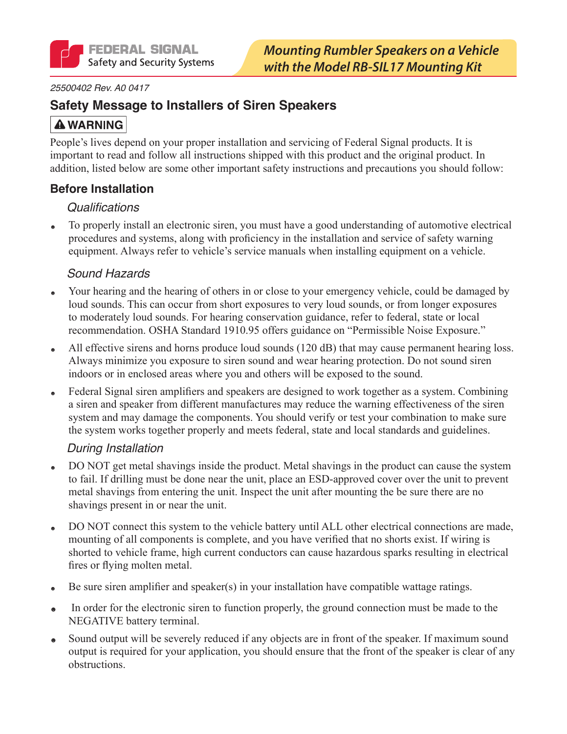FEDERAL SIGNAL
Safety and Security Systems

# Mounting Rumbler Speakers on a Vehicle with the Model RB-SIL17 Mounting Kit

*25500402 Rev. A0 0417*

## Safety Message to Installers of Siren Speakers

**⚠ WARNING**

People's lives depend on your proper installation and servicing of Federal Signal products. It is important to read and follow all instructions shipped with this product and the original product. In addition, listed below are some other important safety instructions and precautions you should follow:

### Before Installation

*Qualifications*

- To properly install an electronic siren, you must have a good understanding of automotive electrical procedures and systems, along with proficiency in the installation and service of safety warning equipment. Always refer to vehicle's service manuals when installing equipment on a vehicle.

*Sound Hazards*

- Your hearing and the hearing of others in or close to your emergency vehicle, could be damaged by loud sounds. This can occur from short exposures to very loud sounds, or from longer exposures to moderately loud sounds. For hearing conservation guidance, refer to federal, state or local recommendation. OSHA Standard 1910.95 offers guidance on "Permissible Noise Exposure."
- All effective sirens and horns produce loud sounds (120 dB) that may cause permanent hearing loss. Always minimize you exposure to siren sound and wear hearing protection. Do not sound siren indoors or in enclosed areas where you and others will be exposed to the sound.
- Federal Signal siren amplifiers and speakers are designed to work together as a system. Combining a siren and speaker from different manufactures may reduce the warning effectiveness of the siren system and may damage the components. You should verify or test your combination to make sure the system works together properly and meets federal, state and local standards and guidelines.

*During Installation*

- DO NOT get metal shavings inside the product. Metal shavings in the product can cause the system to fail. If drilling must be done near the unit, place an ESD-approved cover over the unit to prevent metal shavings from entering the unit. Inspect the unit after mounting the be sure there are no shavings present in or near the unit.
- DO NOT connect this system to the vehicle battery until ALL other electrical connections are made, mounting of all components is complete, and you have verified that no shorts exist. If wiring is shorted to vehicle frame, high current conductors can cause hazardous sparks resulting in electrical fires or flying molten metal.
- Be sure siren amplifier and speaker(s) in your installation have compatible wattage ratings.
- In order for the electronic siren to function properly, the ground connection must be made to the NEGATIVE battery terminal.
- Sound output will be severely reduced if any objects are in front of the speaker. If maximum sound output is required for your application, you should ensure that the front of the speaker is clear of any obstructions.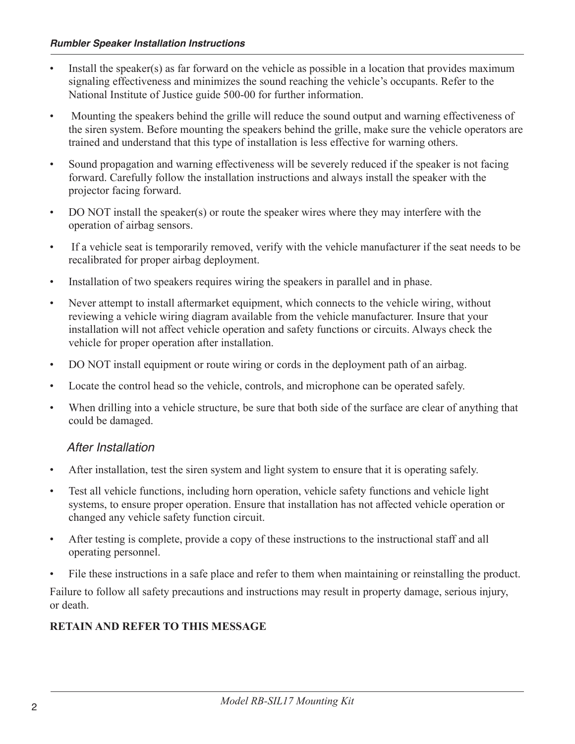- Install the speaker(s) as far forward on the vehicle as possible in a location that provides maximum signaling effectiveness and minimizes the sound reaching the vehicle's occupants. Refer to the National Institute of Justice guide 500-00 for further information.
- Mounting the speakers behind the grille will reduce the sound output and warning effectiveness of the siren system. Before mounting the speakers behind the grille, make sure the vehicle operators are trained and understand that this type of installation is less effective for warning others.
- Sound propagation and warning effectiveness will be severely reduced if the speaker is not facing forward. Carefully follow the installation instructions and always install the speaker with the projector facing forward.
- DO NOT install the speaker(s) or route the speaker wires where they may interfere with the operation of airbag sensors.
- If a vehicle seat is temporarily removed, verify with the vehicle manufacturer if the seat needs to be recalibrated for proper airbag deployment.
- Installation of two speakers requires wiring the speakers in parallel and in phase.
- Never attempt to install aftermarket equipment, which connects to the vehicle wiring, without reviewing a vehicle wiring diagram available from the vehicle manufacturer. Insure that your installation will not affect vehicle operation and safety functions or circuits. Always check the vehicle for proper operation after installation.
- DO NOT install equipment or route wiring or cords in the deployment path of an airbag.
- Locate the control head so the vehicle, controls, and microphone can be operated safely.
- When drilling into a vehicle structure, be sure that both side of the surface are clear of anything that could be damaged.

### *After Installation*

- After installation, test the siren system and light system to ensure that it is operating safely.
- Test all vehicle functions, including horn operation, vehicle safety functions and vehicle light systems, to ensure proper operation. Ensure that installation has not affected vehicle operation or changed any vehicle safety function circuit.
- After testing is complete, provide a copy of these instructions to the instructional staff and all operating personnel.
- File these instructions in a safe place and refer to them when maintaining or reinstalling the product.

Failure to follow all safety precautions and instructions may result in property damage, serious injury, or death.

**RETAIN AND REFER TO THIS MESSAGE**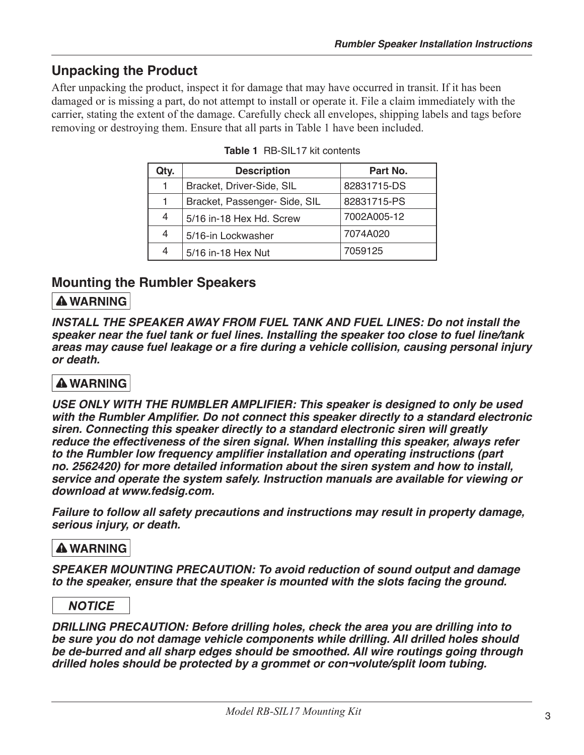## Unpacking the Product

After unpacking the product, inspect it for damage that may have occurred in transit. If it has been damaged or is missing a part, do not attempt to install or operate it. File a claim immediately with the carrier, stating the extent of the damage. Carefully check all envelopes, shipping labels and tags before removing or destroying them. Ensure that all parts in Table 1 have been included.

**Table 1** RB-SIL17 kit contents

| Qty. | Description | Part No. |
|---|---|---|
| 1 | Bracket, Driver-Side, SIL | 82831715-DS |
| 1 | Bracket, Passenger- Side, SIL | 82831715-PS |
| 4 | 5/16 in-18 Hex Hd. Screw | 7002A005-12 |
| 4 | 5/16-in Lockwasher | 7074A020 |
| 4 | 5/16 in-18 Hex Nut | 7059125 |

## Mounting the Rumbler Speakers

**⚠ WARNING**

***INSTALL THE SPEAKER AWAY FROM FUEL TANK AND FUEL LINES: Do not install the speaker near the fuel tank or fuel lines. Installing the speaker too close to fuel line/tank areas may cause fuel leakage or a fire during a vehicle collision, causing personal injury or death.***

**⚠ WARNING**

***USE ONLY WITH THE RUMBLER AMPLIFIER: This speaker is designed to only be used with the Rumbler Amplifier. Do not connect this speaker directly to a standard electronic siren. Connecting this speaker directly to a standard electronic siren will greatly reduce the effectiveness of the siren signal. When installing this speaker, always refer to the Rumbler low frequency amplifier installation and operating instructions (part no. 2562420) for more detailed information about the siren system and how to install, service and operate the system safely. Instruction manuals are available for viewing or download at www.fedsig.com.***

***Failure to follow all safety precautions and instructions may result in property damage, serious injury, or death.***

**⚠ WARNING**

***SPEAKER MOUNTING PRECAUTION: To avoid reduction of sound output and damage to the speaker, ensure that the speaker is mounted with the slots facing the ground.***

***NOTICE***

***DRILLING PRECAUTION: Before drilling holes, check the area you are drilling into to be sure you do not damage vehicle components while drilling. All drilled holes should be de-burred and all sharp edges should be smoothed. All wire routings going through drilled holes should be protected by a grommet or con¬volute/split loom tubing.***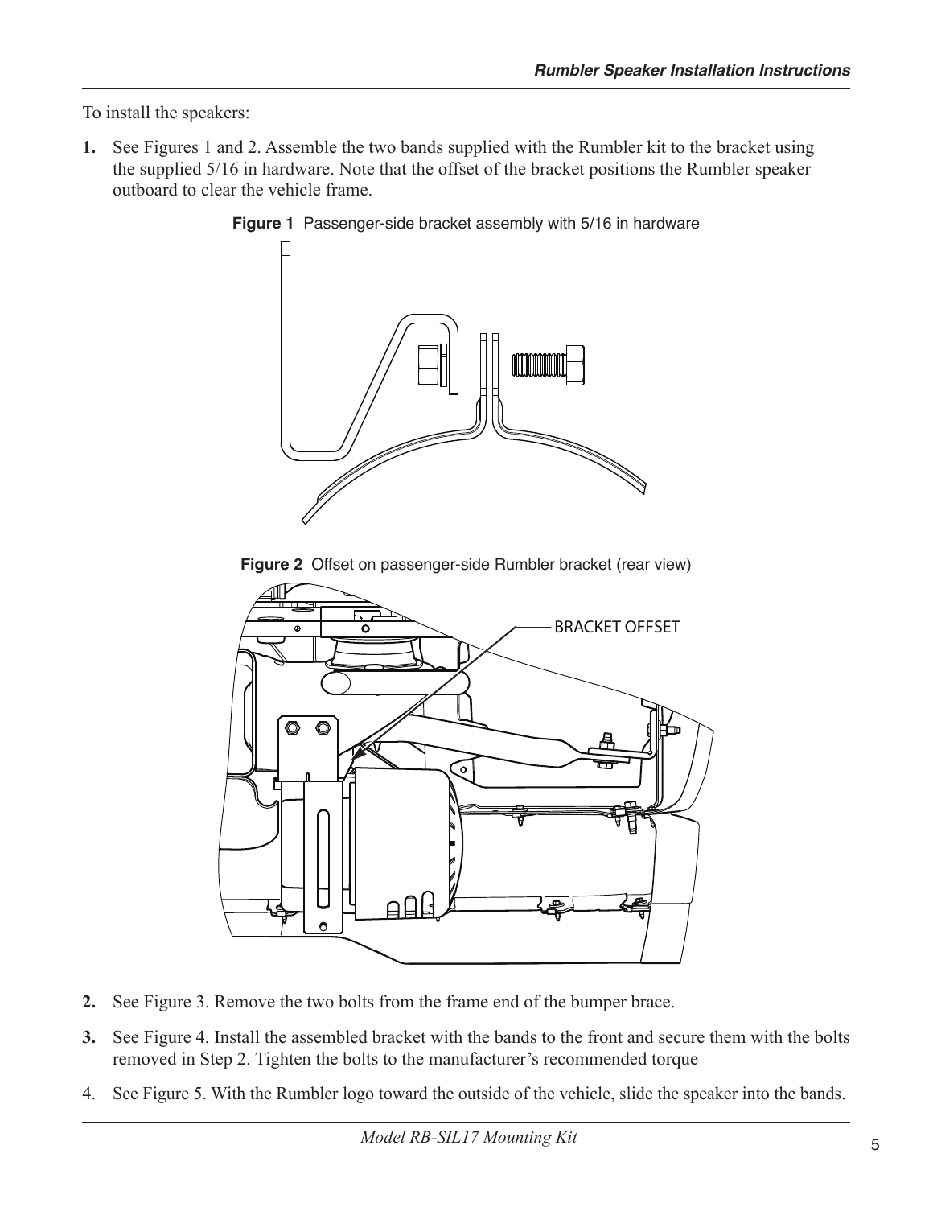To install the speakers:

1. See Figures 1 and 2. Assemble the two bands supplied with the Rumbler kit to the bracket using the supplied 5/16 in hardware. Note that the offset of the bracket positions the Rumbler speaker outboard to clear the vehicle frame.

**Figure 1** Passenger-side bracket assembly with 5/16 in hardware

**Figure 2** Offset on passenger-side Rumbler bracket (rear view)

2. See Figure 3. Remove the two bolts from the frame end of the bumper brace.

3. See Figure 4. Install the assembled bracket with the bands to the front and secure them with the bolts removed in Step 2. Tighten the bolts to the manufacturer's recommended torque

4. See Figure 5. With the Rumbler logo toward the outside of the vehicle, slide the speaker into the bands.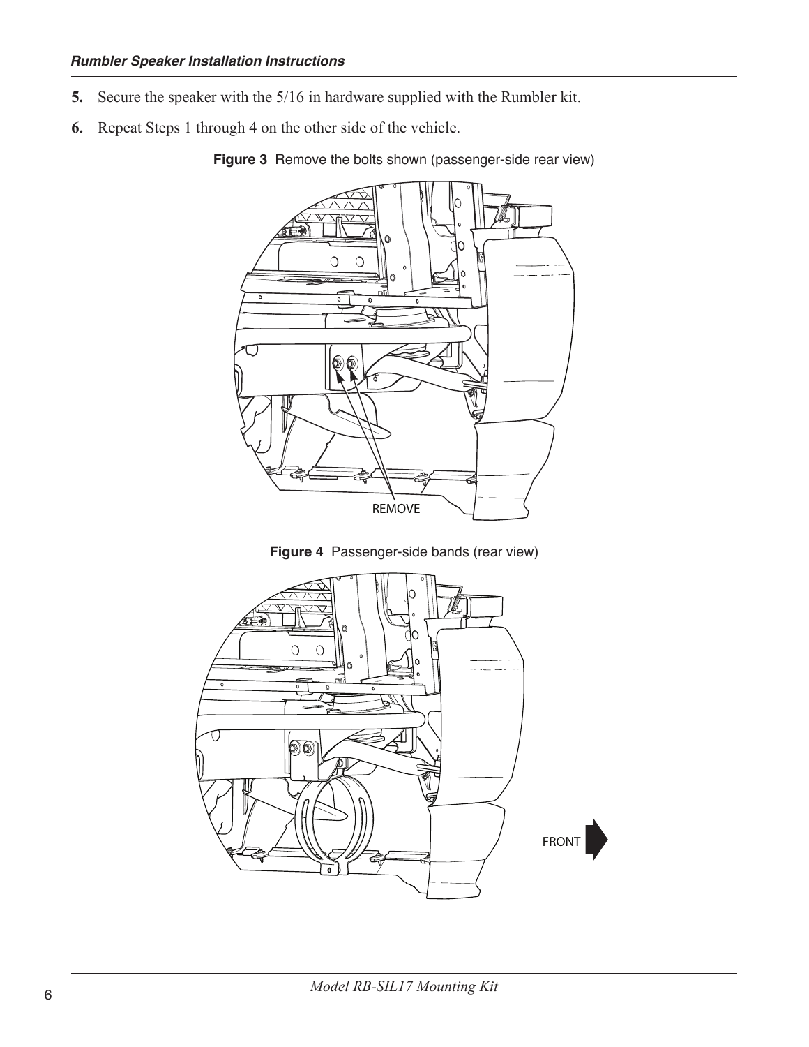5. Secure the speaker with the 5/16 in hardware supplied with the Rumbler kit.
6. Repeat Steps 1 through 4 on the other side of the vehicle.

**Figure 3** Remove the bolts shown (passenger-side rear view)

REMOVE

**Figure 4** Passenger-side bands (rear view)

FRONT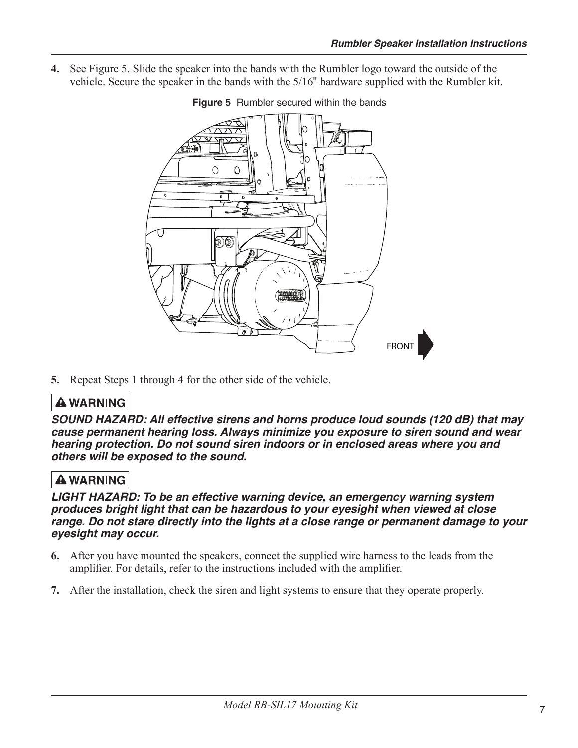4. See Figure 5. Slide the speaker into the bands with the Rumbler logo toward the outside of the vehicle. Secure the speaker in the bands with the 5/16" hardware supplied with the Rumbler kit.

**Figure 5** Rumbler secured within the bands

5. Repeat Steps 1 through 4 for the other side of the vehicle.

**⚠ WARNING**

***SOUND HAZARD: All effective sirens and horns produce loud sounds (120 dB) that may cause permanent hearing loss. Always minimize you exposure to siren sound and wear hearing protection. Do not sound siren indoors or in enclosed areas where you and others will be exposed to the sound.***

**⚠ WARNING**

***LIGHT HAZARD: To be an effective warning device, an emergency warning system produces bright light that can be hazardous to your eyesight when viewed at close range. Do not stare directly into the lights at a close range or permanent damage to your eyesight may occur.***

6. After you have mounted the speakers, connect the supplied wire harness to the leads from the amplifier. For details, refer to the instructions included with the amplifier.

7. After the installation, check the siren and light systems to ensure that they operate properly.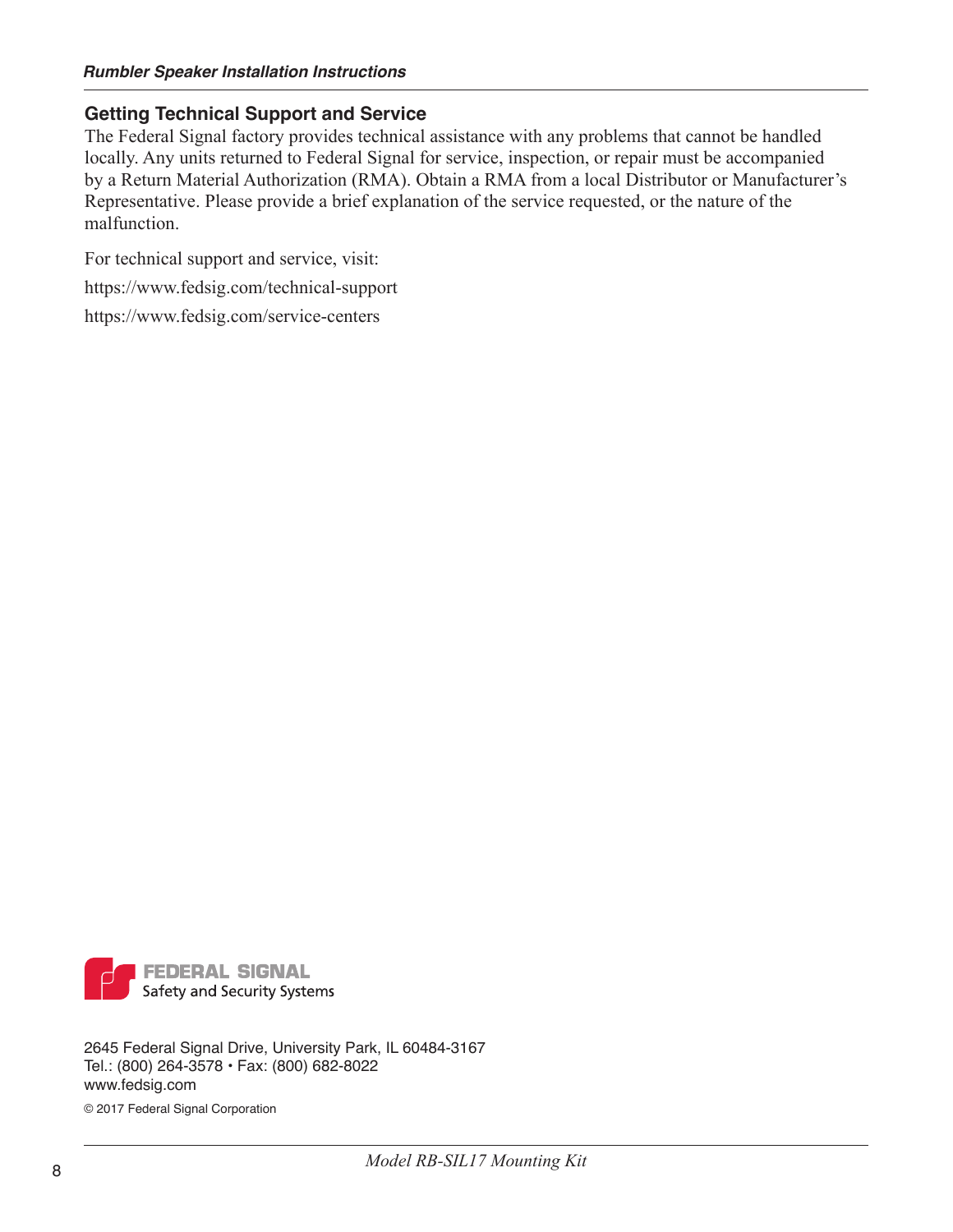## Getting Technical Support and Service

The Federal Signal factory provides technical assistance with any problems that cannot be handled locally. Any units returned to Federal Signal for service, inspection, or repair must be accompanied by a Return Material Authorization (RMA). Obtain a RMA from a local Distributor or Manufacturer's Representative. Please provide a brief explanation of the service requested, or the nature of the malfunction.

For technical support and service, visit:

https://www.fedsig.com/technical-support

https://www.fedsig.com/service-centers

**FEDERAL SIGNAL**
Safety and Security Systems

2645 Federal Signal Drive, University Park, IL 60484-3167
Tel.: (800) 264-3578 • Fax: (800) 682-8022
www.fedsig.com

© 2017 Federal Signal Corporation